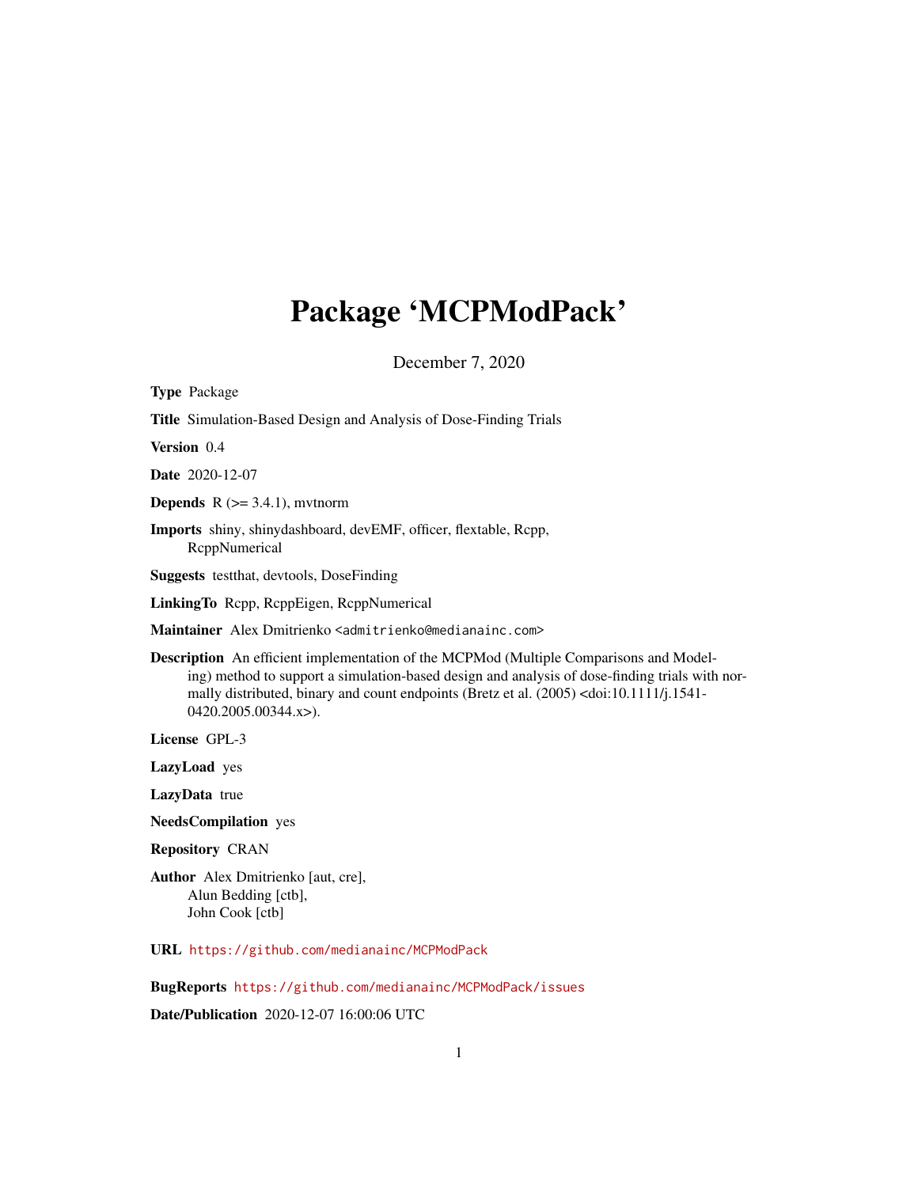# Package 'MCPModPack'

December 7, 2020

**Type** Package

**Title** Simulation-Based Design and Analysis of Dose-Finding Trials

**Version** 0.4

**Date** 2020-12-07

**Depends** R (>= 3.4.1), mvtnorm

**Imports** shiny, shinydashboard, devEMF, officer, flextable, Rcpp, RcppNumerical

**Suggests** testthat, devtools, DoseFinding

**LinkingTo** Rcpp, RcppEigen, RcppNumerical

**Maintainer** Alex Dmitrienko <admitrienko@medianainc.com>

**Description** An efficient implementation of the MCPMod (Multiple Comparisons and Modeling) method to support a simulation-based design and analysis of dose-finding trials with normally distributed, binary and count endpoints (Bretz et al. (2005) <doi:10.1111/j.1541-0420.2005.00344.x>).

**License** GPL-3

**LazyLoad** yes

**LazyData** true

**NeedsCompilation** yes

**Repository** CRAN

**Author** Alex Dmitrienko [aut, cre],
Alun Bedding [ctb],
John Cook [ctb]

**URL** https://github.com/medianainc/MCPModPack

**BugReports** https://github.com/medianainc/MCPModPack/issues

**Date/Publication** 2020-12-07 16:00:06 UTC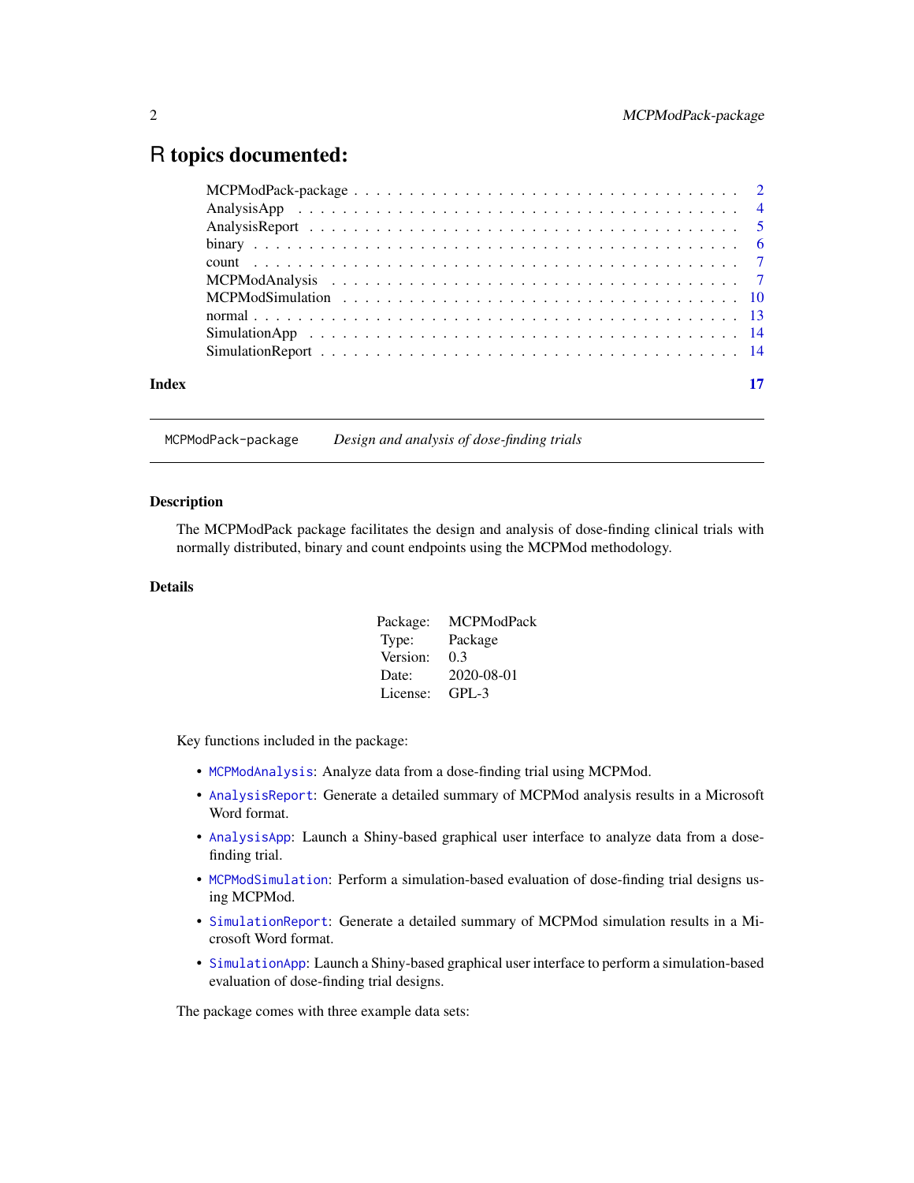# R topics documented:

| | |
|---|---|
| MCPModPack-package | 2 |
| AnalysisApp | 4 |
| AnalysisReport | 5 |
| binary | 6 |
| count | 7 |
| MCPModAnalysis | 7 |
| MCPModSimulation | 10 |
| normal | 13 |
| SimulationApp | 14 |
| SimulationReport | 14 |
| **Index** | **17** |

---

`MCPModPack-package` *Design and analysis of dose-finding trials*

---

## Description

The MCPModPack package facilitates the design and analysis of dose-finding clinical trials with normally distributed, binary and count endpoints using the MCPMod methodology.

## Details

| | |
|---|---|
| Package: | MCPModPack |
| Type: | Package |
| Version: | 0.3 |
| Date: | 2020-08-01 |
| License: | GPL-3 |

Key functions included in the package:

- `MCPModAnalysis`: Analyze data from a dose-finding trial using MCPMod.
- `AnalysisReport`: Generate a detailed summary of MCPMod analysis results in a Microsoft Word format.
- `AnalysisApp`: Launch a Shiny-based graphical user interface to analyze data from a dose-finding trial.
- `MCPModSimulation`: Perform a simulation-based evaluation of dose-finding trial designs using MCPMod.
- `SimulationReport`: Generate a detailed summary of MCPMod simulation results in a Microsoft Word format.
- `SimulationApp`: Launch a Shiny-based graphical user interface to perform a simulation-based evaluation of dose-finding trial designs.

The package comes with three example data sets: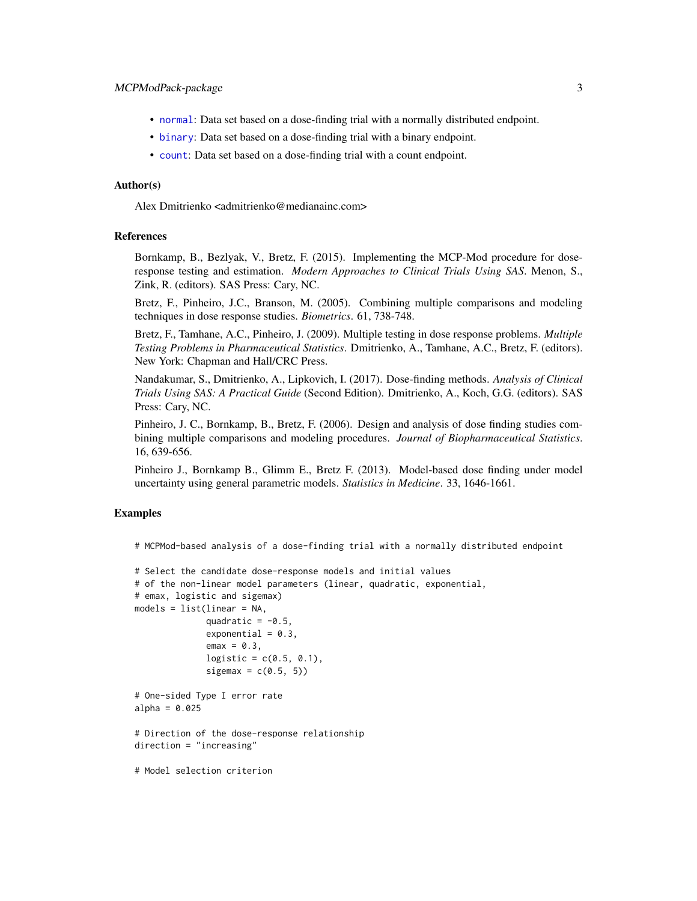- `normal`: Data set based on a dose-finding trial with a normally distributed endpoint.
- `binary`: Data set based on a dose-finding trial with a binary endpoint.
- `count`: Data set based on a dose-finding trial with a count endpoint.

## Author(s)

Alex Dmitrienko <admitrienko@medianainc.com>

## References

Bornkamp, B., Bezlyak, V., Bretz, F. (2015). Implementing the MCP-Mod procedure for dose-response testing and estimation. *Modern Approaches to Clinical Trials Using SAS*. Menon, S., Zink, R. (editors). SAS Press: Cary, NC.

Bretz, F., Pinheiro, J.C., Branson, M. (2005). Combining multiple comparisons and modeling techniques in dose response studies. *Biometrics*. 61, 738-748.

Bretz, F., Tamhane, A.C., Pinheiro, J. (2009). Multiple testing in dose response problems. *Multiple Testing Problems in Pharmaceutical Statistics*. Dmitrienko, A., Tamhane, A.C., Bretz, F. (editors). New York: Chapman and Hall/CRC Press.

Nandakumar, S., Dmitrienko, A., Lipkovich, I. (2017). Dose-finding methods. *Analysis of Clinical Trials Using SAS: A Practical Guide* (Second Edition). Dmitrienko, A., Koch, G.G. (editors). SAS Press: Cary, NC.

Pinheiro, J. C., Bornkamp, B., Bretz, F. (2006). Design and analysis of dose finding studies combining multiple comparisons and modeling procedures. *Journal of Biopharmaceutical Statistics*. 16, 639-656.

Pinheiro J., Bornkamp B., Glimm E., Bretz F. (2013). Model-based dose finding under model uncertainty using general parametric models. *Statistics in Medicine*. 33, 1646-1661.

## Examples

```
# MCPMod-based analysis of a dose-finding trial with a normally distributed endpoint

# Select the candidate dose-response models and initial values
# of the non-linear model parameters (linear, quadratic, exponential,
# emax, logistic and sigemax)
models = list(linear = NA,
              quadratic = -0.5,
              exponential = 0.3,
              emax = 0.3,
              logistic = c(0.5, 0.1),
              sigemax = c(0.5, 5))

# One-sided Type I error rate
alpha = 0.025

# Direction of the dose-response relationship
direction = "increasing"

# Model selection criterion
```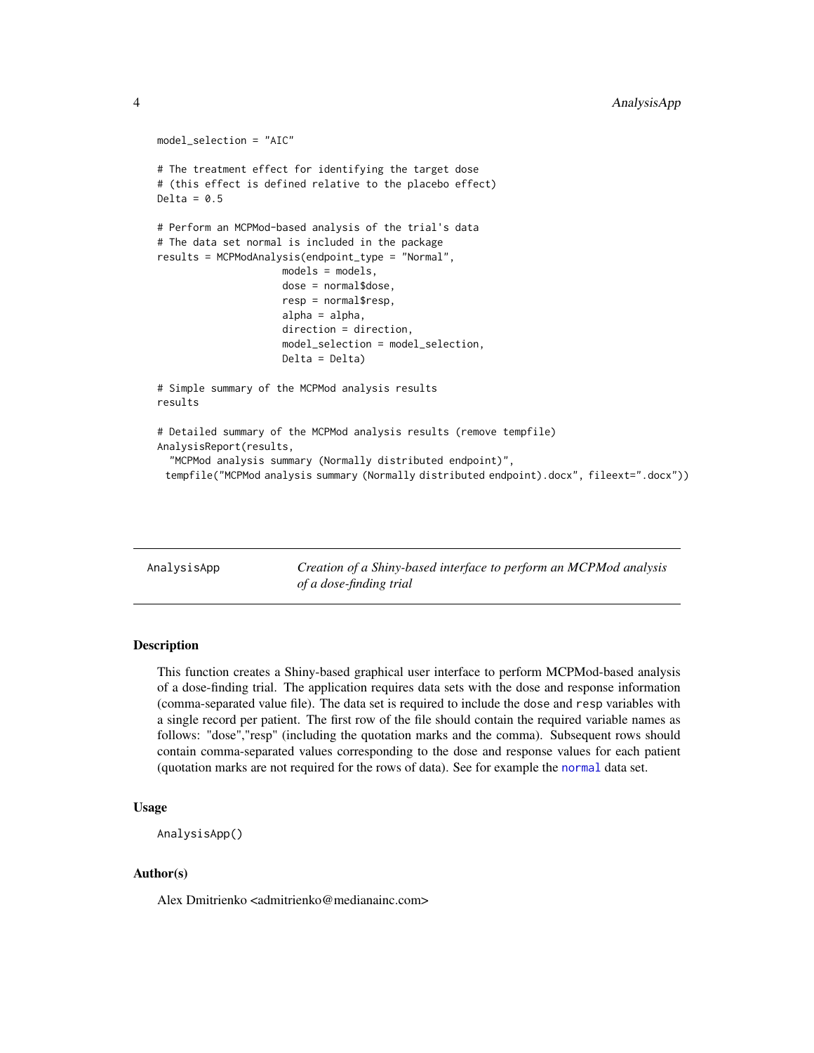```
model_selection = "AIC"

# The treatment effect for identifying the target dose
# (this effect is defined relative to the placebo effect)
Delta = 0.5

# Perform an MCPMod-based analysis of the trial's data
# The data set normal is included in the package
results = MCPModAnalysis(endpoint_type = "Normal",
                      models = models,
                      dose = normal$dose,
                      resp = normal$resp,
                      alpha = alpha,
                      direction = direction,
                      model_selection = model_selection,
                      Delta = Delta)

# Simple summary of the MCPMod analysis results
results

# Detailed summary of the MCPMod analysis results (remove tempfile)
AnalysisReport(results,
  "MCPMod analysis summary (Normally distributed endpoint)",
 tempfile("MCPMod analysis summary (Normally distributed endpoint).docx", fileext=".docx"))
```

---

## AnalysisApp — *Creation of a Shiny-based interface to perform an MCPMod analysis of a dose-finding trial*

---

### Description

This function creates a Shiny-based graphical user interface to perform MCPMod-based analysis of a dose-finding trial. The application requires data sets with the dose and response information (comma-separated value file). The data set is required to include the `dose` and `resp` variables with a single record per patient. The first row of the file should contain the required variable names as follows: "dose","resp" (including the quotation marks and the comma). Subsequent rows should contain comma-separated values corresponding to the dose and response values for each patient (quotation marks are not required for the rows of data). See for example the `normal` data set.

### Usage

```
AnalysisApp()
```

### Author(s)

Alex Dmitrienko <admitrienko@medianainc.com>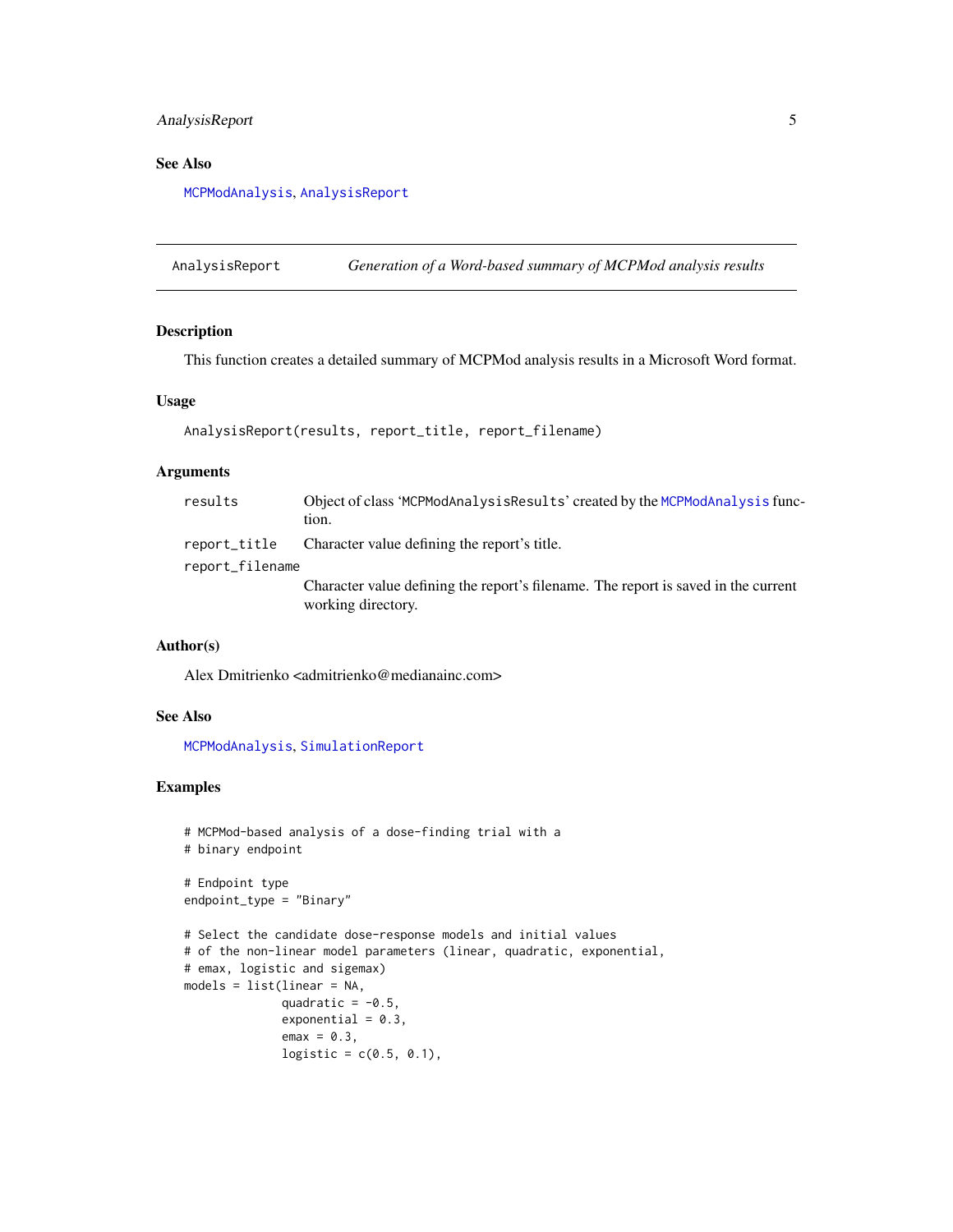## See Also

MCPModAnalysis, AnalysisReport

---

## AnalysisReport — *Generation of a Word-based summary of MCPMod analysis results*

### Description

This function creates a detailed summary of MCPMod analysis results in a Microsoft Word format.

### Usage

```
AnalysisReport(results, report_title, report_filename)
```

### Arguments

| | |
|---|---|
| `results` | Object of class 'MCPModAnalysisResults' created by the MCPModAnalysis function. |
| `report_title` | Character value defining the report's title. |
| `report_filename` | Character value defining the report's filename. The report is saved in the current working directory. |

### Author(s)

Alex Dmitrienko <admitrienko@medianainc.com>

### See Also

MCPModAnalysis, SimulationReport

### Examples

```
# MCPMod-based analysis of a dose-finding trial with a
# binary endpoint

# Endpoint type
endpoint_type = "Binary"

# Select the candidate dose-response models and initial values
# of the non-linear model parameters (linear, quadratic, exponential,
# emax, logistic and sigemax)
models = list(linear = NA,
              quadratic = -0.5,
              exponential = 0.3,
              emax = 0.3,
              logistic = c(0.5, 0.1),
```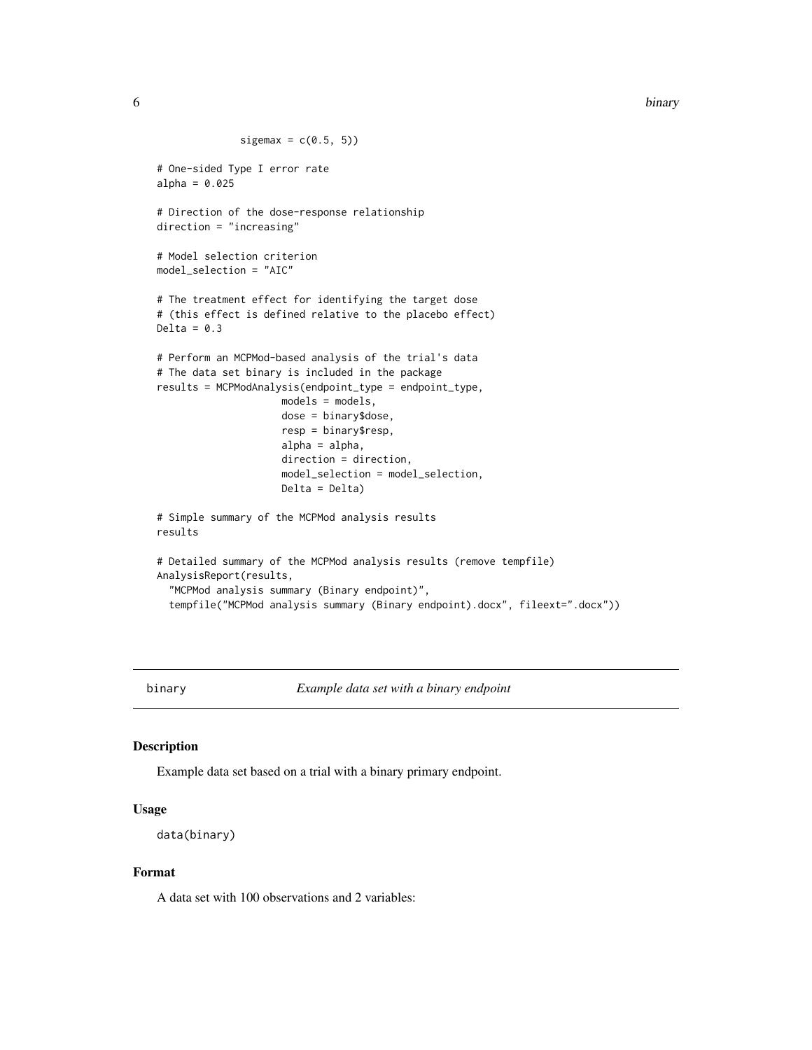```
              sigemax = c(0.5, 5))

# One-sided Type I error rate
alpha = 0.025

# Direction of the dose-response relationship
direction = "increasing"

# Model selection criterion
model_selection = "AIC"

# The treatment effect for identifying the target dose
# (this effect is defined relative to the placebo effect)
Delta = 0.3

# Perform an MCPMod-based analysis of the trial's data
# The data set binary is included in the package
results = MCPModAnalysis(endpoint_type = endpoint_type,
                     models = models,
                     dose = binary$dose,
                     resp = binary$resp,
                     alpha = alpha,
                     direction = direction,
                     model_selection = model_selection,
                     Delta = Delta)

# Simple summary of the MCPMod analysis results
results

# Detailed summary of the MCPMod analysis results (remove tempfile)
AnalysisReport(results,
  "MCPMod analysis summary (Binary endpoint)",
  tempfile("MCPMod analysis summary (Binary endpoint).docx", fileext=".docx"))
```

## binary — *Example data set with a binary endpoint*

### Description

Example data set based on a trial with a binary primary endpoint.

### Usage

```
data(binary)
```

### Format

A data set with 100 observations and 2 variables: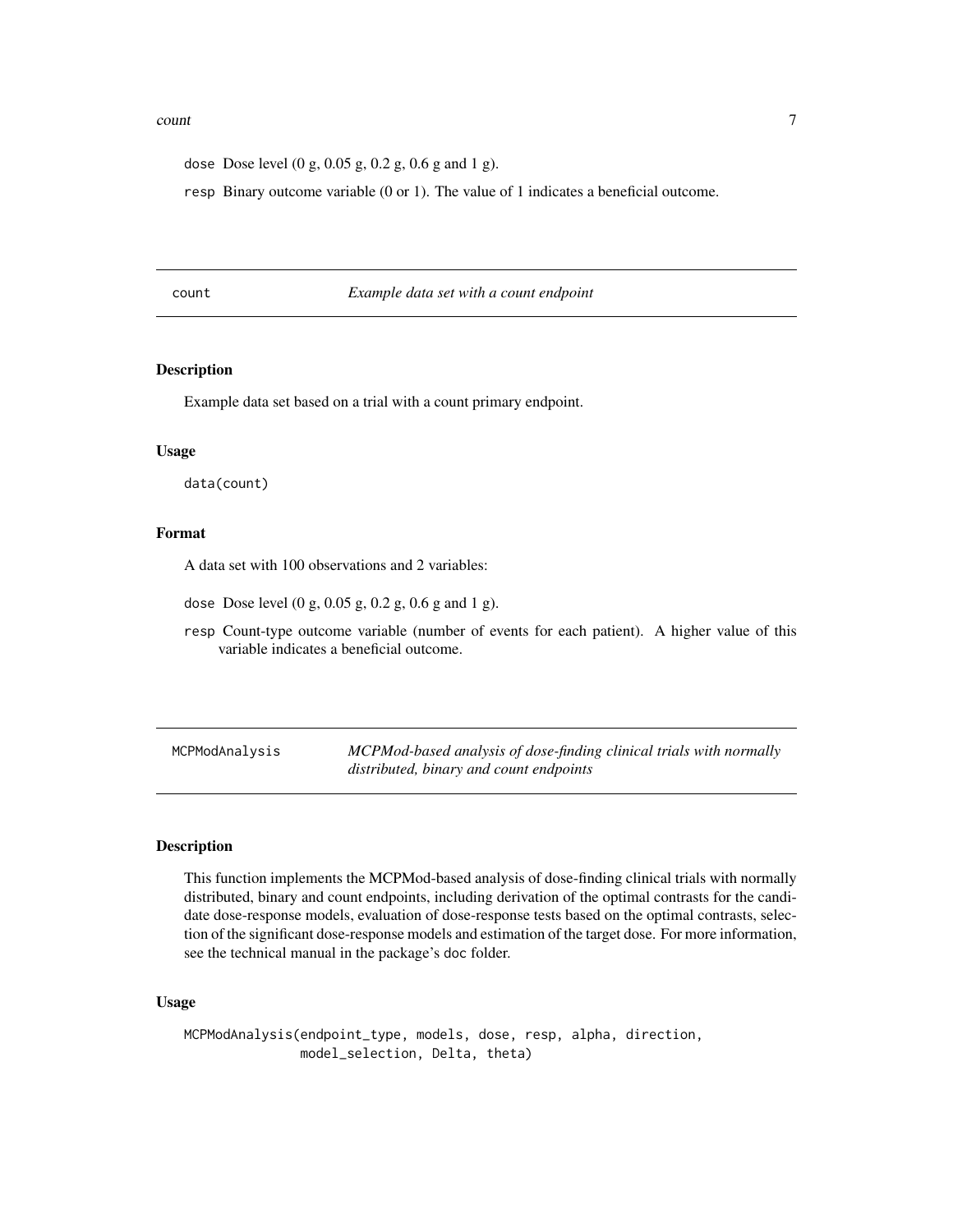dose Dose level (0 g, 0.05 g, 0.2 g, 0.6 g and 1 g).

resp Binary outcome variable (0 or 1). The value of 1 indicates a beneficial outcome.

---

## count — *Example data set with a count endpoint*

### Description

Example data set based on a trial with a count primary endpoint.

### Usage

```
data(count)
```

### Format

A data set with 100 observations and 2 variables:

dose Dose level (0 g, 0.05 g, 0.2 g, 0.6 g and 1 g).

resp Count-type outcome variable (number of events for each patient). A higher value of this variable indicates a beneficial outcome.

---

## MCPModAnalysis — *MCPMod-based analysis of dose-finding clinical trials with normally distributed, binary and count endpoints*

### Description

This function implements the MCPMod-based analysis of dose-finding clinical trials with normally distributed, binary and count endpoints, including derivation of the optimal contrasts for the candidate dose-response models, evaluation of dose-response tests based on the optimal contrasts, selection of the significant dose-response models and estimation of the target dose. For more information, see the technical manual in the package's doc folder.

### Usage

```
MCPModAnalysis(endpoint_type, models, dose, resp, alpha, direction,
               model_selection, Delta, theta)
```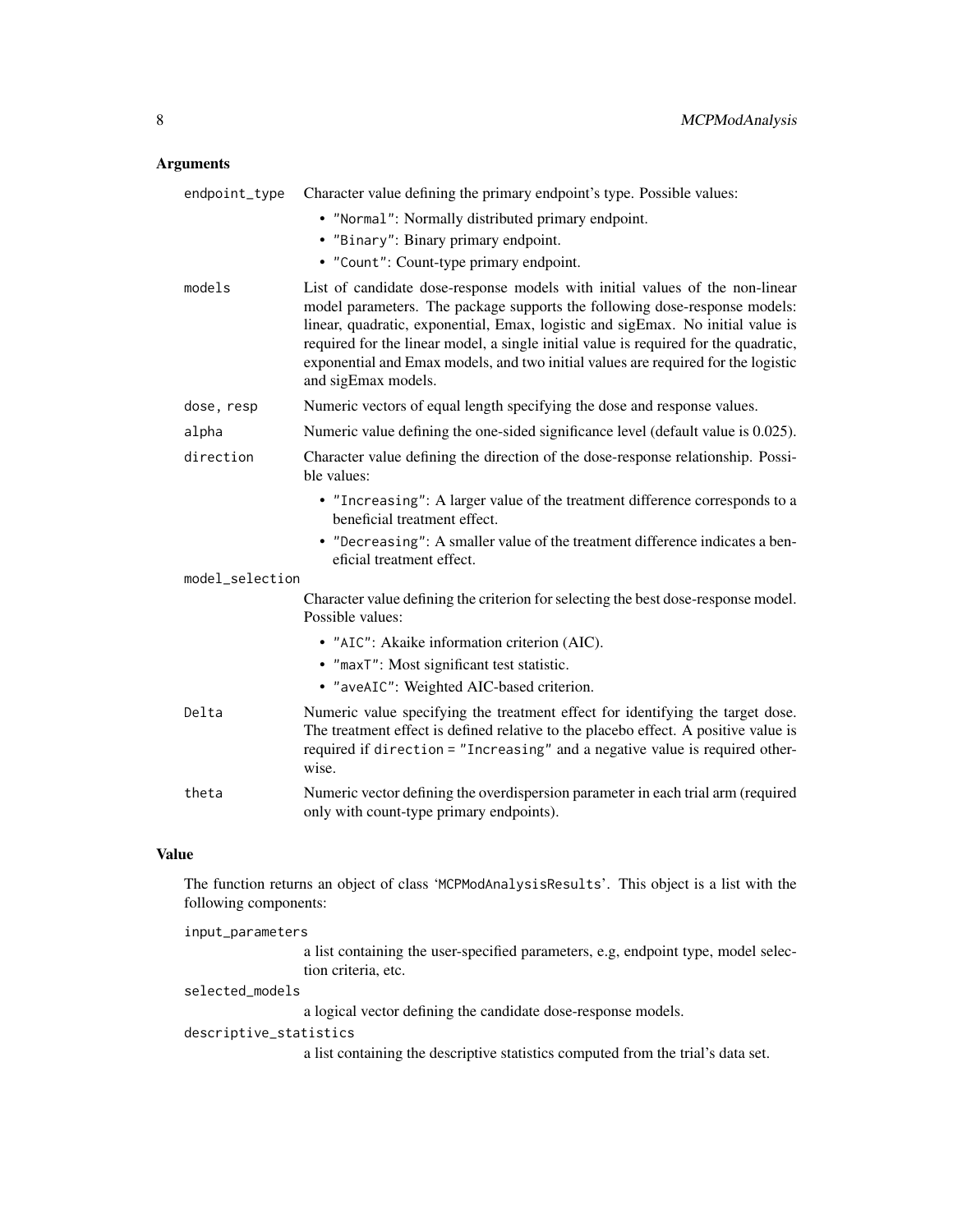## Arguments

`endpoint_type`
: Character value defining the primary endpoint's type. Possible values:
  - `"Normal"`: Normally distributed primary endpoint.
  - `"Binary"`: Binary primary endpoint.
  - `"Count"`: Count-type primary endpoint.

`models`
: List of candidate dose-response models with initial values of the non-linear model parameters. The package supports the following dose-response models: linear, quadratic, exponential, Emax, logistic and sigEmax. No initial value is required for the linear model, a single initial value is required for the quadratic, exponential and Emax models, and two initial values are required for the logistic and sigEmax models.

`dose, resp`
: Numeric vectors of equal length specifying the dose and response values.

`alpha`
: Numeric value defining the one-sided significance level (default value is 0.025).

`direction`
: Character value defining the direction of the dose-response relationship. Possible values:
  - `"Increasing"`: A larger value of the treatment difference corresponds to a beneficial treatment effect.
  - `"Decreasing"`: A smaller value of the treatment difference indicates a beneficial treatment effect.

`model_selection`
: Character value defining the criterion for selecting the best dose-response model. Possible values:
  - `"AIC"`: Akaike information criterion (AIC).
  - `"maxT"`: Most significant test statistic.
  - `"aveAIC"`: Weighted AIC-based criterion.

`Delta`
: Numeric value specifying the treatment effect for identifying the target dose. The treatment effect is defined relative to the placebo effect. A positive value is required if `direction = "Increasing"` and a negative value is required otherwise.

`theta`
: Numeric vector defining the overdispersion parameter in each trial arm (required only with count-type primary endpoints).

## Value

The function returns an object of class '`MCPModAnalysisResults`'. This object is a list with the following components:

`input_parameters`
: a list containing the user-specified parameters, e.g, endpoint type, model selection criteria, etc.

`selected_models`
: a logical vector defining the candidate dose-response models.

`descriptive_statistics`
: a list containing the descriptive statistics computed from the trial's data set.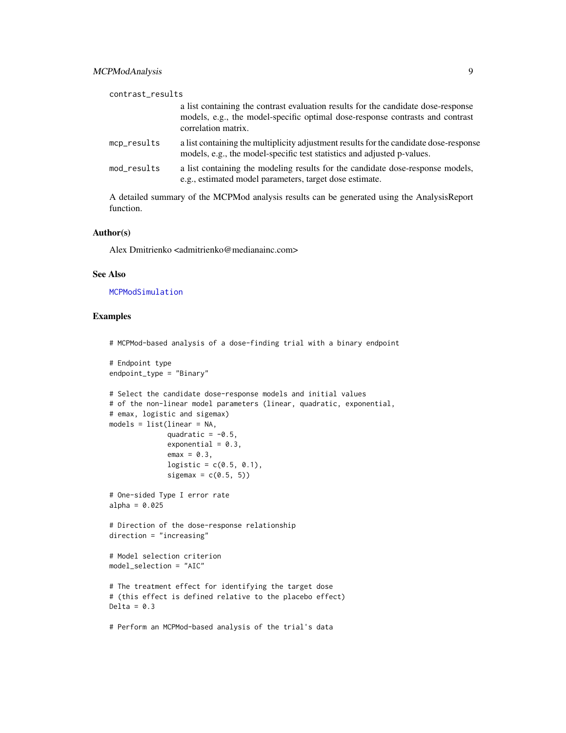contrast_results
: a list containing the contrast evaluation results for the candidate dose-response models, e.g., the model-specific optimal dose-response contrasts and contrast correlation matrix.

mcp_results
: a list containing the multiplicity adjustment results for the candidate dose-response models, e.g., the model-specific test statistics and adjusted p-values.

mod_results
: a list containing the modeling results for the candidate dose-response models, e.g., estimated model parameters, target dose estimate.

A detailed summary of the MCPMod analysis results can be generated using the AnalysisReport function.

## Author(s)

Alex Dmitrienko <admitrienko@medianainc.com>

## See Also

MCPModSimulation

## Examples

```
# MCPMod-based analysis of a dose-finding trial with a binary endpoint

# Endpoint type
endpoint_type = "Binary"

# Select the candidate dose-response models and initial values
# of the non-linear model parameters (linear, quadratic, exponential,
# emax, logistic and sigemax)
models = list(linear = NA,
              quadratic = -0.5,
              exponential = 0.3,
              emax = 0.3,
              logistic = c(0.5, 0.1),
              sigemax = c(0.5, 5))

# One-sided Type I error rate
alpha = 0.025

# Direction of the dose-response relationship
direction = "increasing"

# Model selection criterion
model_selection = "AIC"

# The treatment effect for identifying the target dose
# (this effect is defined relative to the placebo effect)
Delta = 0.3

# Perform an MCPMod-based analysis of the trial's data
```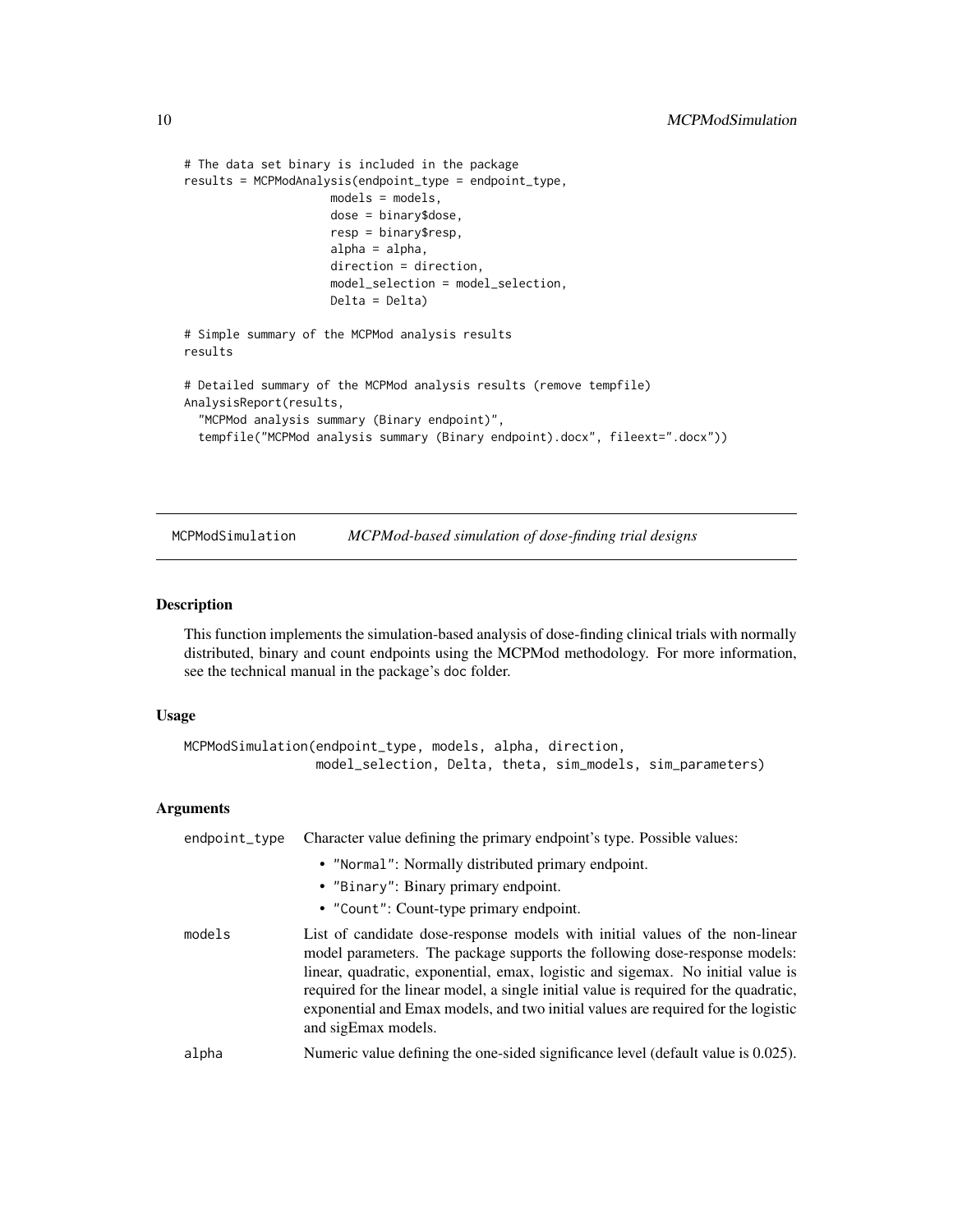```
# The data set binary is included in the package
results = MCPModAnalysis(endpoint_type = endpoint_type,
                    models = models,
                    dose = binary$dose,
                    resp = binary$resp,
                    alpha = alpha,
                    direction = direction,
                    model_selection = model_selection,
                    Delta = Delta)

# Simple summary of the MCPMod analysis results
results

# Detailed summary of the MCPMod analysis results (remove tempfile)
AnalysisReport(results,
  "MCPMod analysis summary (Binary endpoint)",
  tempfile("MCPMod analysis summary (Binary endpoint).docx", fileext=".docx"))
```

---

## MCPModSimulation — *MCPMod-based simulation of dose-finding trial designs*

---

### Description

This function implements the simulation-based analysis of dose-finding clinical trials with normally distributed, binary and count endpoints using the MCPMod methodology. For more information, see the technical manual in the package's doc folder.

### Usage

```
MCPModSimulation(endpoint_type, models, alpha, direction,
                 model_selection, Delta, theta, sim_models, sim_parameters)
```

### Arguments

`endpoint_type` Character value defining the primary endpoint's type. Possible values:

- `"Normal"`: Normally distributed primary endpoint.
- `"Binary"`: Binary primary endpoint.
- `"Count"`: Count-type primary endpoint.

`models` List of candidate dose-response models with initial values of the non-linear model parameters. The package supports the following dose-response models: linear, quadratic, exponential, emax, logistic and sigemax. No initial value is required for the linear model, a single initial value is required for the quadratic, exponential and Emax models, and two initial values are required for the logistic and sigEmax models.

`alpha` Numeric value defining the one-sided significance level (default value is 0.025).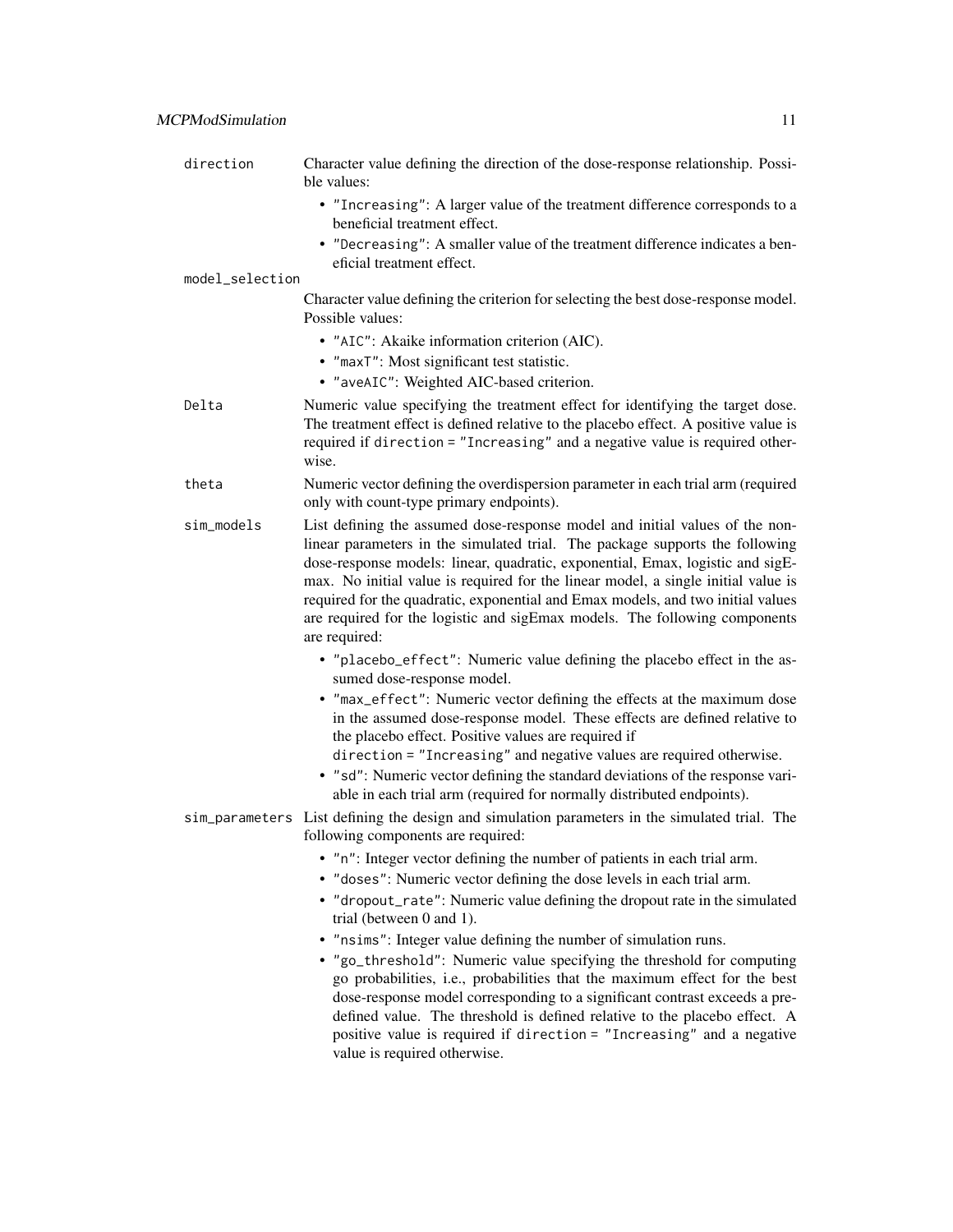`direction`
: Character value defining the direction of the dose-response relationship. Possible values:
  - `"Increasing"`: A larger value of the treatment difference corresponds to a beneficial treatment effect.
  - `"Decreasing"`: A smaller value of the treatment difference indicates a beneficial treatment effect.

`model_selection`
: Character value defining the criterion for selecting the best dose-response model. Possible values:
  - `"AIC"`: Akaike information criterion (AIC).
  - `"maxT"`: Most significant test statistic.
  - `"aveAIC"`: Weighted AIC-based criterion.

`Delta`
: Numeric value specifying the treatment effect for identifying the target dose. The treatment effect is defined relative to the placebo effect. A positive value is required if `direction = "Increasing"` and a negative value is required otherwise.

`theta`
: Numeric vector defining the overdispersion parameter in each trial arm (required only with count-type primary endpoints).

`sim_models`
: List defining the assumed dose-response model and initial values of the nonlinear parameters in the simulated trial. The package supports the following dose-response models: linear, quadratic, exponential, Emax, logistic and sigEmax. No initial value is required for the linear model, a single initial value is required for the quadratic, exponential and Emax models, and two initial values are required for the logistic and sigEmax models. The following components are required:
  - `"placebo_effect"`: Numeric value defining the placebo effect in the assumed dose-response model.
  - `"max_effect"`: Numeric vector defining the effects at the maximum dose in the assumed dose-response model. These effects are defined relative to the placebo effect. Positive values are required if `direction = "Increasing"` and negative values are required otherwise.
  - `"sd"`: Numeric vector defining the standard deviations of the response variable in each trial arm (required for normally distributed endpoints).

`sim_parameters`
: List defining the design and simulation parameters in the simulated trial. The following components are required:
  - `"n"`: Integer vector defining the number of patients in each trial arm.
  - `"doses"`: Numeric vector defining the dose levels in each trial arm.
  - `"dropout_rate"`: Numeric value defining the dropout rate in the simulated trial (between 0 and 1).
  - `"nsims"`: Integer value defining the number of simulation runs.
  - `"go_threshold"`: Numeric value specifying the threshold for computing go probabilities, i.e., probabilities that the maximum effect for the best dose-response model corresponding to a significant contrast exceeds a predefined value. The threshold is defined relative to the placebo effect. A positive value is required if `direction = "Increasing"` and a negative value is required otherwise.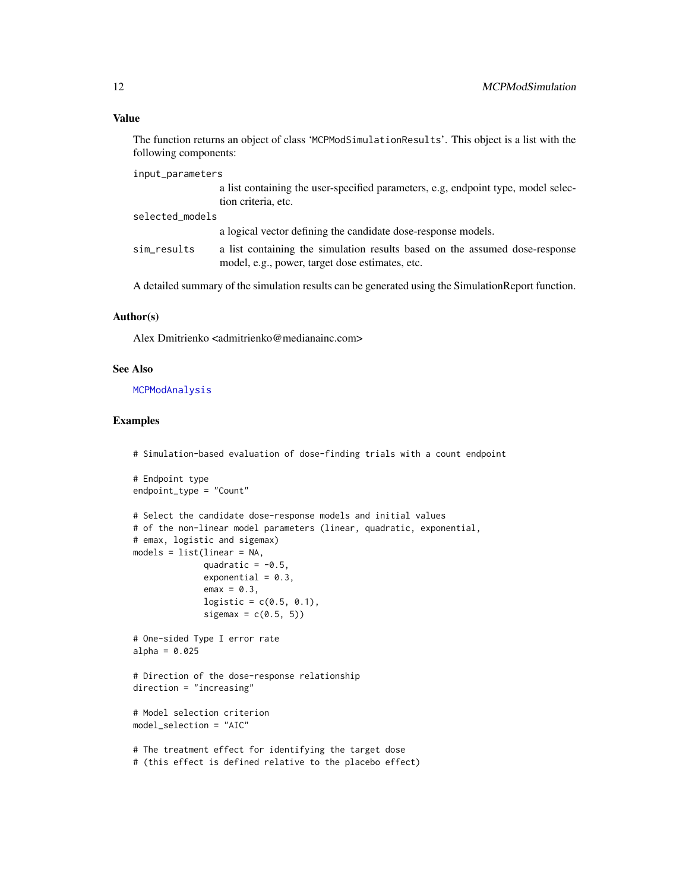### Value

The function returns an object of class 'MCPModSimulationResults'. This object is a list with the following components:

- `input_parameters` a list containing the user-specified parameters, e.g, endpoint type, model selection criteria, etc.
- `selected_models` a logical vector defining the candidate dose-response models.
- `sim_results` a list containing the simulation results based on the assumed dose-response model, e.g., power, target dose estimates, etc.

A detailed summary of the simulation results can be generated using the SimulationReport function.

### Author(s)

Alex Dmitrienko <admitrienko@medianainc.com>

### See Also

`MCPModAnalysis`

### Examples

```
# Simulation-based evaluation of dose-finding trials with a count endpoint

# Endpoint type
endpoint_type = "Count"

# Select the candidate dose-response models and initial values
# of the non-linear model parameters (linear, quadratic, exponential,
# emax, logistic and sigemax)
models = list(linear = NA,
              quadratic = -0.5,
              exponential = 0.3,
              emax = 0.3,
              logistic = c(0.5, 0.1),
              sigemax = c(0.5, 5))

# One-sided Type I error rate
alpha = 0.025

# Direction of the dose-response relationship
direction = "increasing"

# Model selection criterion
model_selection = "AIC"

# The treatment effect for identifying the target dose
# (this effect is defined relative to the placebo effect)
```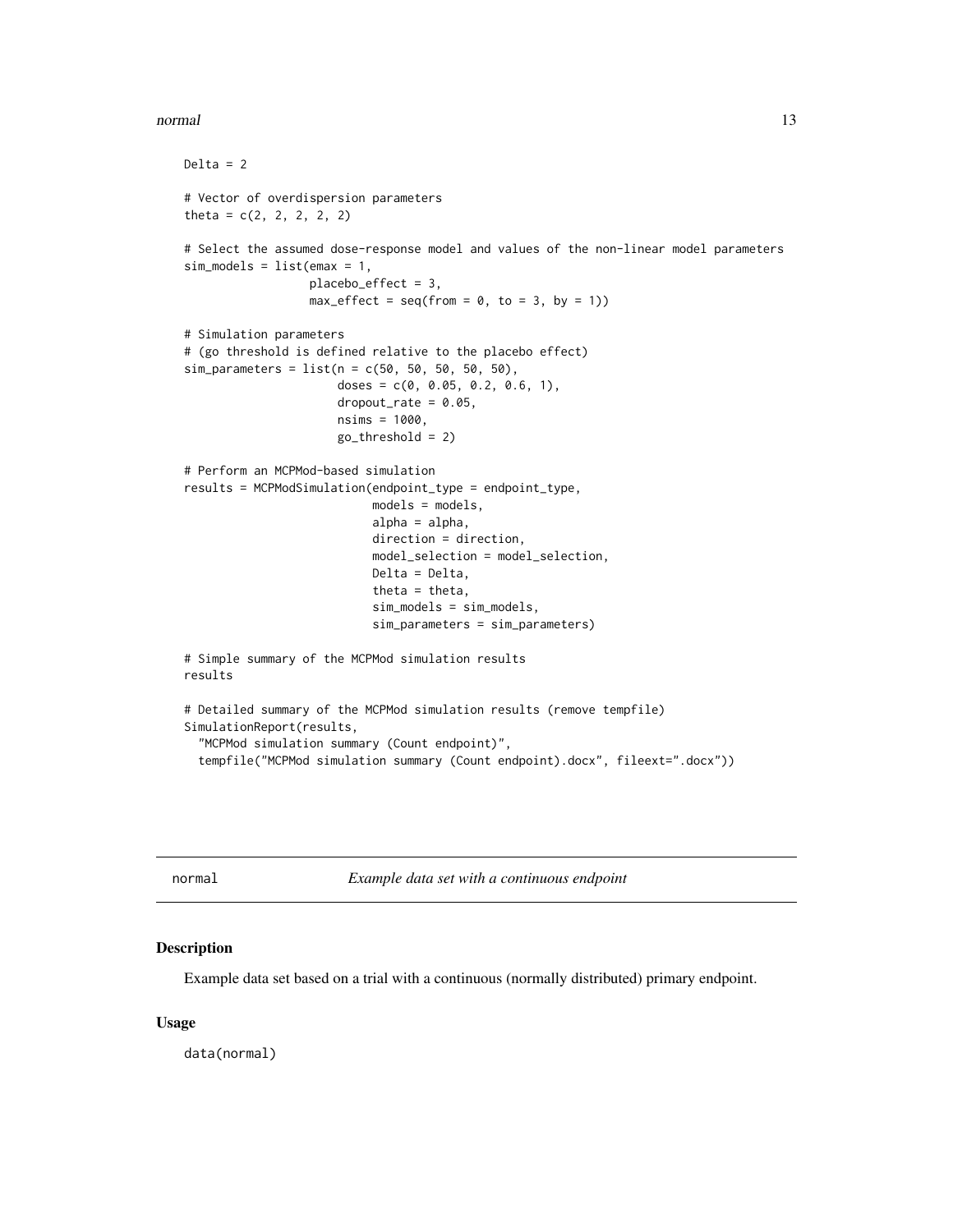```
Delta = 2

# Vector of overdispersion parameters
theta = c(2, 2, 2, 2, 2)

# Select the assumed dose-response model and values of the non-linear model parameters
sim_models = list(emax = 1,
                  placebo_effect = 3,
                  max_effect = seq(from = 0, to = 3, by = 1))

# Simulation parameters
# (go threshold is defined relative to the placebo effect)
sim_parameters = list(n = c(50, 50, 50, 50, 50),
                      doses = c(0, 0.05, 0.2, 0.6, 1),
                      dropout_rate = 0.05,
                      nsims = 1000,
                      go_threshold = 2)

# Perform an MCPMod-based simulation
results = MCPModSimulation(endpoint_type = endpoint_type,
                           models = models,
                           alpha = alpha,
                           direction = direction,
                           model_selection = model_selection,
                           Delta = Delta,
                           theta = theta,
                           sim_models = sim_models,
                           sim_parameters = sim_parameters)

# Simple summary of the MCPMod simulation results
results

# Detailed summary of the MCPMod simulation results (remove tempfile)
SimulationReport(results,
  "MCPMod simulation summary (Count endpoint)",
  tempfile("MCPMod simulation summary (Count endpoint).docx", fileext=".docx"))
```

## normal — *Example data set with a continuous endpoint*

### Description

Example data set based on a trial with a continuous (normally distributed) primary endpoint.

### Usage

```
data(normal)
```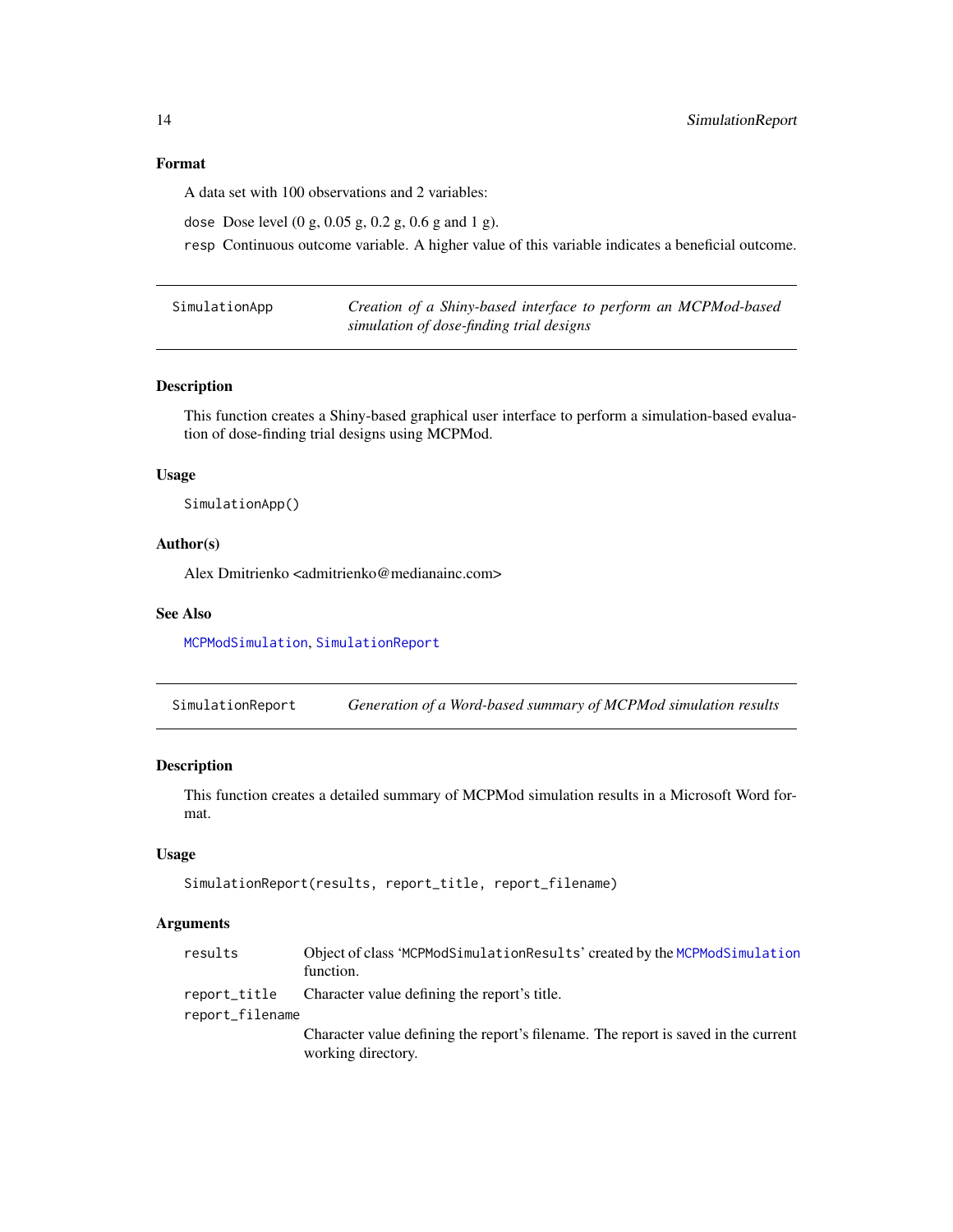### Format

A data set with 100 observations and 2 variables:

`dose` Dose level (0 g, 0.05 g, 0.2 g, 0.6 g and 1 g).

`resp` Continuous outcome variable. A higher value of this variable indicates a beneficial outcome.

---

## SimulationApp — *Creation of a Shiny-based interface to perform an MCPMod-based simulation of dose-finding trial designs*

### Description

This function creates a Shiny-based graphical user interface to perform a simulation-based evaluation of dose-finding trial designs using MCPMod.

### Usage

```
SimulationApp()
```

### Author(s)

Alex Dmitrienko <admitrienko@medianainc.com>

### See Also

`MCPModSimulation`, `SimulationReport`

---

## SimulationReport — *Generation of a Word-based summary of MCPMod simulation results*

### Description

This function creates a detailed summary of MCPMod simulation results in a Microsoft Word format.

### Usage

```
SimulationReport(results, report_title, report_filename)
```

### Arguments

| | |
|---|---|
| `results` | Object of class '`MCPModSimulationResults`' created by the `MCPModSimulation` function. |
| `report_title` | Character value defining the report's title. |
| `report_filename` | Character value defining the report's filename. The report is saved in the current working directory. |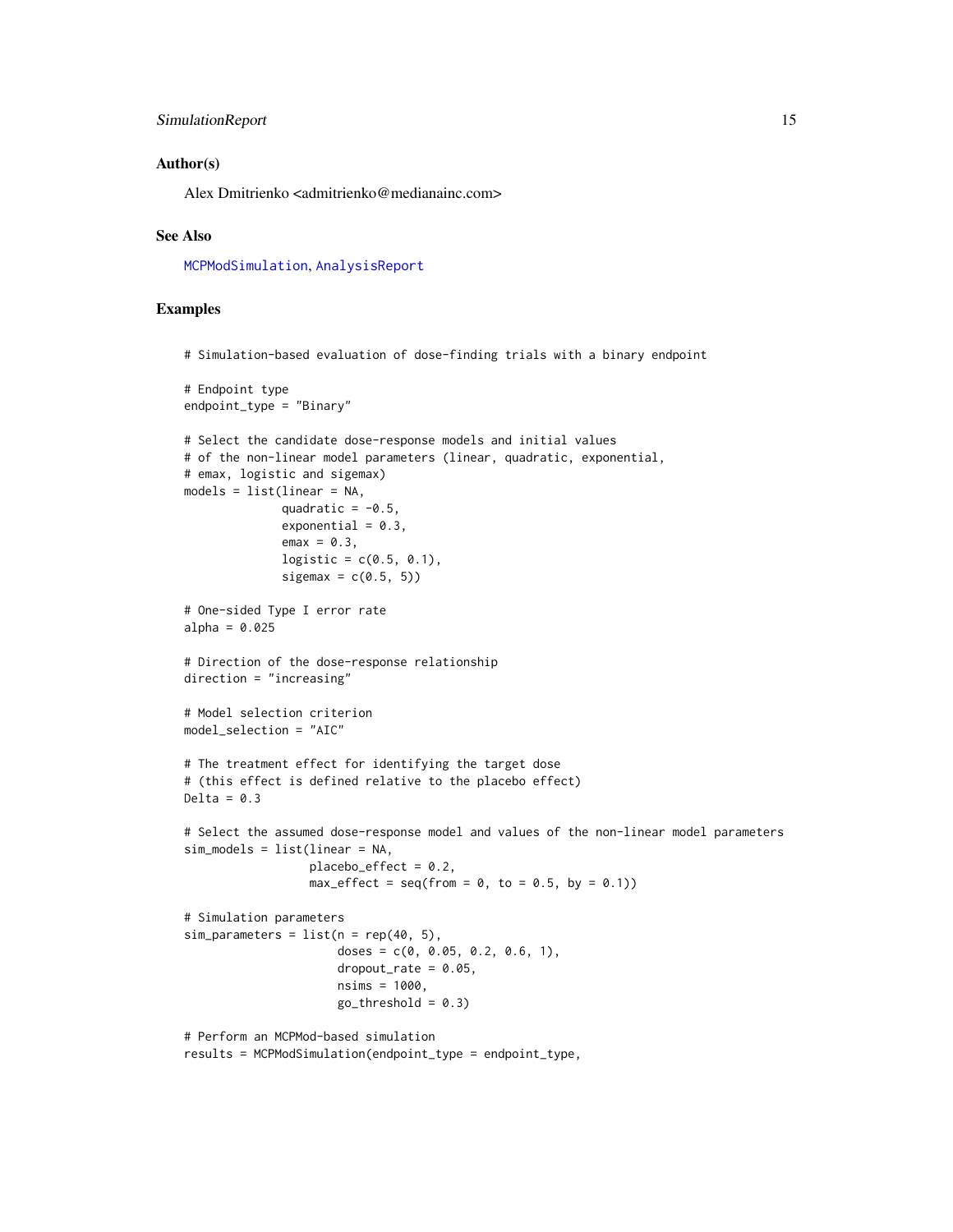### Author(s)

Alex Dmitrienko <admitrienko@medianainc.com>

### See Also

MCPModSimulation, AnalysisReport

### Examples

```
# Simulation-based evaluation of dose-finding trials with a binary endpoint

# Endpoint type
endpoint_type = "Binary"

# Select the candidate dose-response models and initial values
# of the non-linear model parameters (linear, quadratic, exponential,
# emax, logistic and sigemax)
models = list(linear = NA,
              quadratic = -0.5,
              exponential = 0.3,
              emax = 0.3,
              logistic = c(0.5, 0.1),
              sigemax = c(0.5, 5))

# One-sided Type I error rate
alpha = 0.025

# Direction of the dose-response relationship
direction = "increasing"

# Model selection criterion
model_selection = "AIC"

# The treatment effect for identifying the target dose
# (this effect is defined relative to the placebo effect)
Delta = 0.3

# Select the assumed dose-response model and values of the non-linear model parameters
sim_models = list(linear = NA,
                  placebo_effect = 0.2,
                  max_effect = seq(from = 0, to = 0.5, by = 0.1))

# Simulation parameters
sim_parameters = list(n = rep(40, 5),
                      doses = c(0, 0.05, 0.2, 0.6, 1),
                      dropout_rate = 0.05,
                      nsims = 1000,
                      go_threshold = 0.3)

# Perform an MCPMod-based simulation
results = MCPModSimulation(endpoint_type = endpoint_type,
```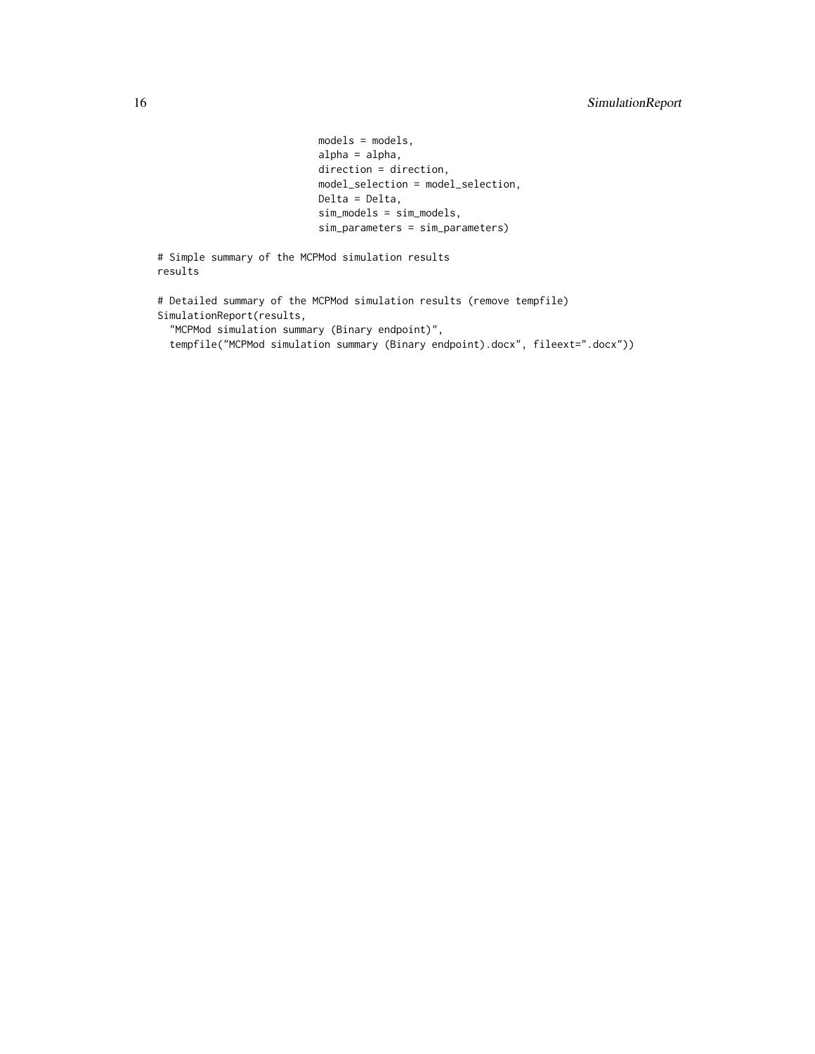```
                            models = models,
                            alpha = alpha,
                            direction = direction,
                            model_selection = model_selection,
                            Delta = Delta,
                            sim_models = sim_models,
                            sim_parameters = sim_parameters)

# Simple summary of the MCPMod simulation results
results

# Detailed summary of the MCPMod simulation results (remove tempfile)
SimulationReport(results,
  "MCPMod simulation summary (Binary endpoint)",
  tempfile("MCPMod simulation summary (Binary endpoint).docx", fileext=".docx"))
```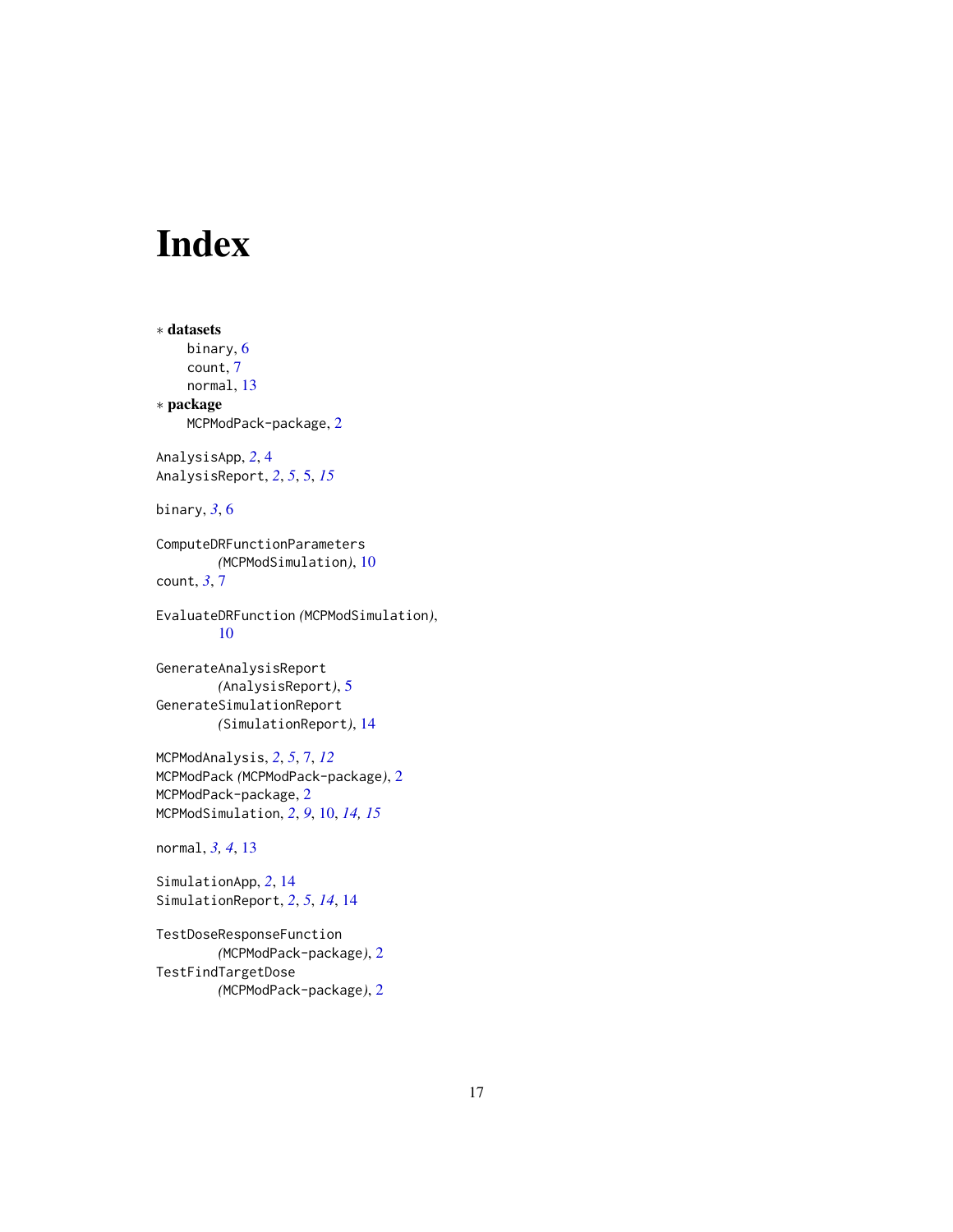# Index

* **datasets**
    binary, 6
    count, 7
    normal, 13
* **package**
    MCPModPack-package, 2

AnalysisApp, *2*, 4
AnalysisReport, *2*, *5*, 5, *15*

binary, *3*, 6

ComputeDRFunctionParameters
    *(*MCPModSimulation*)*, 10
count, *3*, 7

EvaluateDRFunction *(*MCPModSimulation*)*,
    10

GenerateAnalysisReport
    *(*AnalysisReport*)*, 5
GenerateSimulationReport
    *(*SimulationReport*)*, 14

MCPModAnalysis, *2*, *5*, 7, *12*
MCPModPack *(*MCPModPack-package*)*, 2
MCPModPack-package, 2
MCPModSimulation, *2*, *9*, 10, *14, 15*

normal, *3, 4*, 13

SimulationApp, *2*, 14
SimulationReport, *2*, *5*, *14*, 14

TestDoseResponseFunction
    *(*MCPModPack-package*)*, 2
TestFindTargetDose
    *(*MCPModPack-package*)*, 2